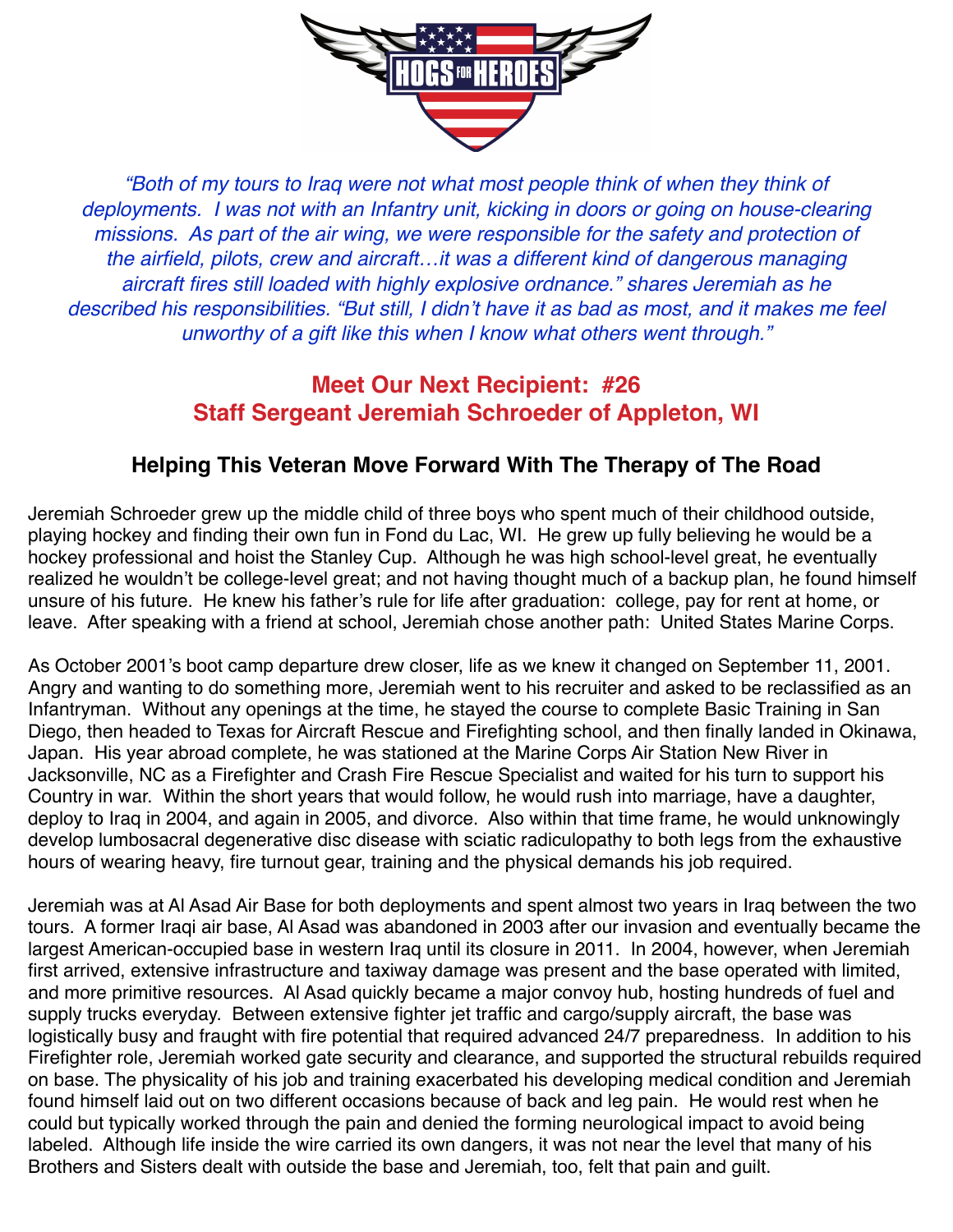*"Both of my tours to Iraq were not what most people think of when they think of deployments. I was not with an Infantry unit, kicking in doors or going on house-clearing missions. As part of the air wing, we were responsible for the safety and protection of the airfield, pilots, crew and aircraft…it was a different kind of dangerous managing aircraft fires still loaded with highly explosive ordnance." shares Jeremiah as he described his responsibilities. "But still, I didn't have it as bad as most, and it makes me feel unworthy of a gift like this when I know what others went through."*

## Meet Our Next Recipient: #26
## Staff Sergeant Jeremiah Schroeder of Appleton, WI

### Helping This Veteran Move Forward With The Therapy of The Road

Jeremiah Schroeder grew up the middle child of three boys who spent much of their childhood outside, playing hockey and finding their own fun in Fond du Lac, WI. He grew up fully believing he would be a hockey professional and hoist the Stanley Cup. Although he was high school-level great, he eventually realized he wouldn't be college-level great; and not having thought much of a backup plan, he found himself unsure of his future. He knew his father's rule for life after graduation: college, pay for rent at home, or leave. After speaking with a friend at school, Jeremiah chose another path: United States Marine Corps.

As October 2001's boot camp departure drew closer, life as we knew it changed on September 11, 2001. Angry and wanting to do something more, Jeremiah went to his recruiter and asked to be reclassified as an Infantryman. Without any openings at the time, he stayed the course to complete Basic Training in San Diego, then headed to Texas for Aircraft Rescue and Firefighting school, and then finally landed in Okinawa, Japan. His year abroad complete, he was stationed at the Marine Corps Air Station New River in Jacksonville, NC as a Firefighter and Crash Fire Rescue Specialist and waited for his turn to support his Country in war. Within the short years that would follow, he would rush into marriage, have a daughter, deploy to Iraq in 2004, and again in 2005, and divorce. Also within that time frame, he would unknowingly develop lumbosacral degenerative disc disease with sciatic radiculopathy to both legs from the exhaustive hours of wearing heavy, fire turnout gear, training and the physical demands his job required.

Jeremiah was at Al Asad Air Base for both deployments and spent almost two years in Iraq between the two tours. A former Iraqi air base, Al Asad was abandoned in 2003 after our invasion and eventually became the largest American-occupied base in western Iraq until its closure in 2011. In 2004, however, when Jeremiah first arrived, extensive infrastructure and taxiway damage was present and the base operated with limited, and more primitive resources. Al Asad quickly became a major convoy hub, hosting hundreds of fuel and supply trucks everyday. Between extensive fighter jet traffic and cargo/supply aircraft, the base was logistically busy and fraught with fire potential that required advanced 24/7 preparedness. In addition to his Firefighter role, Jeremiah worked gate security and clearance, and supported the structural rebuilds required on base. The physicality of his job and training exacerbated his developing medical condition and Jeremiah found himself laid out on two different occasions because of back and leg pain. He would rest when he could but typically worked through the pain and denied the forming neurological impact to avoid being labeled. Although life inside the wire carried its own dangers, it was not near the level that many of his Brothers and Sisters dealt with outside the base and Jeremiah, too, felt that pain and guilt.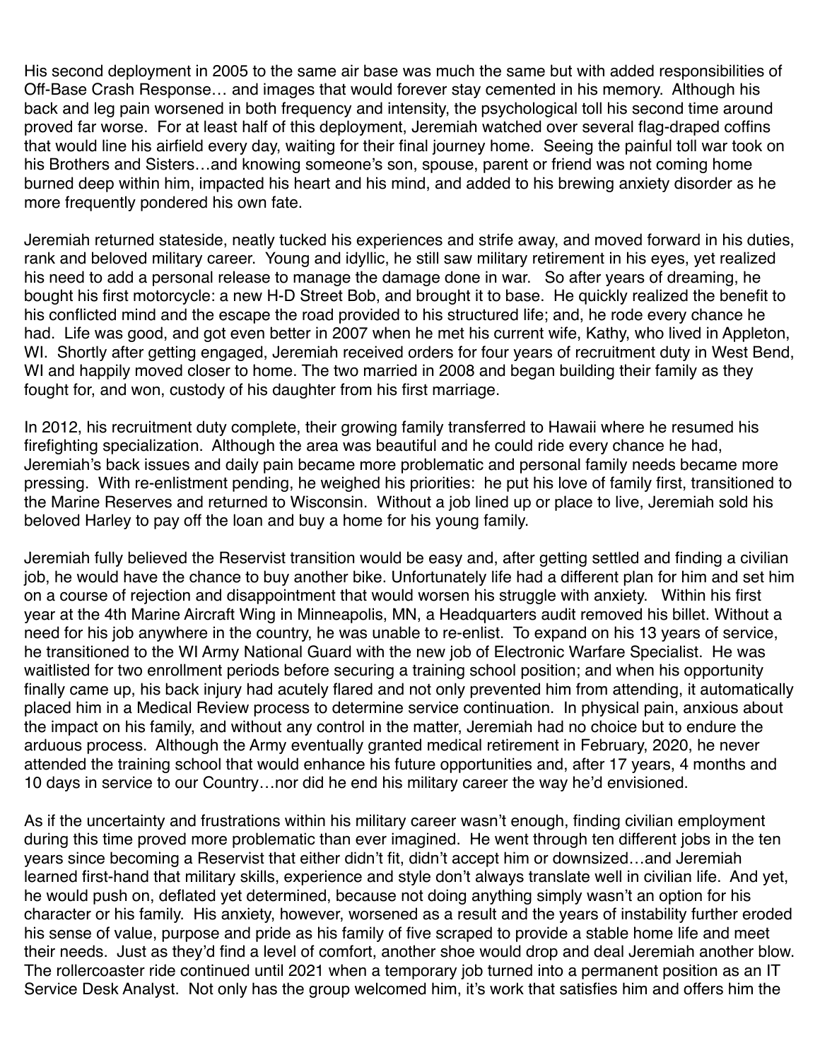His second deployment in 2005 to the same air base was much the same but with added responsibilities of Off-Base Crash Response… and images that would forever stay cemented in his memory. Although his back and leg pain worsened in both frequency and intensity, the psychological toll his second time around proved far worse. For at least half of this deployment, Jeremiah watched over several flag-draped coffins that would line his airfield every day, waiting for their final journey home. Seeing the painful toll war took on his Brothers and Sisters…and knowing someone's son, spouse, parent or friend was not coming home burned deep within him, impacted his heart and his mind, and added to his brewing anxiety disorder as he more frequently pondered his own fate.

Jeremiah returned stateside, neatly tucked his experiences and strife away, and moved forward in his duties, rank and beloved military career. Young and idyllic, he still saw military retirement in his eyes, yet realized his need to add a personal release to manage the damage done in war. So after years of dreaming, he bought his first motorcycle: a new H-D Street Bob, and brought it to base. He quickly realized the benefit to his conflicted mind and the escape the road provided to his structured life; and, he rode every chance he had. Life was good, and got even better in 2007 when he met his current wife, Kathy, who lived in Appleton, WI. Shortly after getting engaged, Jeremiah received orders for four years of recruitment duty in West Bend, WI and happily moved closer to home. The two married in 2008 and began building their family as they fought for, and won, custody of his daughter from his first marriage.

In 2012, his recruitment duty complete, their growing family transferred to Hawaii where he resumed his firefighting specialization. Although the area was beautiful and he could ride every chance he had, Jeremiah's back issues and daily pain became more problematic and personal family needs became more pressing. With re-enlistment pending, he weighed his priorities: he put his love of family first, transitioned to the Marine Reserves and returned to Wisconsin. Without a job lined up or place to live, Jeremiah sold his beloved Harley to pay off the loan and buy a home for his young family.

Jeremiah fully believed the Reservist transition would be easy and, after getting settled and finding a civilian job, he would have the chance to buy another bike. Unfortunately life had a different plan for him and set him on a course of rejection and disappointment that would worsen his struggle with anxiety. Within his first year at the 4th Marine Aircraft Wing in Minneapolis, MN, a Headquarters audit removed his billet. Without a need for his job anywhere in the country, he was unable to re-enlist. To expand on his 13 years of service, he transitioned to the WI Army National Guard with the new job of Electronic Warfare Specialist. He was waitlisted for two enrollment periods before securing a training school position; and when his opportunity finally came up, his back injury had acutely flared and not only prevented him from attending, it automatically placed him in a Medical Review process to determine service continuation. In physical pain, anxious about the impact on his family, and without any control in the matter, Jeremiah had no choice but to endure the arduous process. Although the Army eventually granted medical retirement in February, 2020, he never attended the training school that would enhance his future opportunities and, after 17 years, 4 months and 10 days in service to our Country…nor did he end his military career the way he'd envisioned.

As if the uncertainty and frustrations within his military career wasn't enough, finding civilian employment during this time proved more problematic than ever imagined. He went through ten different jobs in the ten years since becoming a Reservist that either didn't fit, didn't accept him or downsized…and Jeremiah learned first-hand that military skills, experience and style don't always translate well in civilian life. And yet, he would push on, deflated yet determined, because not doing anything simply wasn't an option for his character or his family. His anxiety, however, worsened as a result and the years of instability further eroded his sense of value, purpose and pride as his family of five scraped to provide a stable home life and meet their needs. Just as they'd find a level of comfort, another shoe would drop and deal Jeremiah another blow. The rollercoaster ride continued until 2021 when a temporary job turned into a permanent position as an IT Service Desk Analyst. Not only has the group welcomed him, it's work that satisfies him and offers him the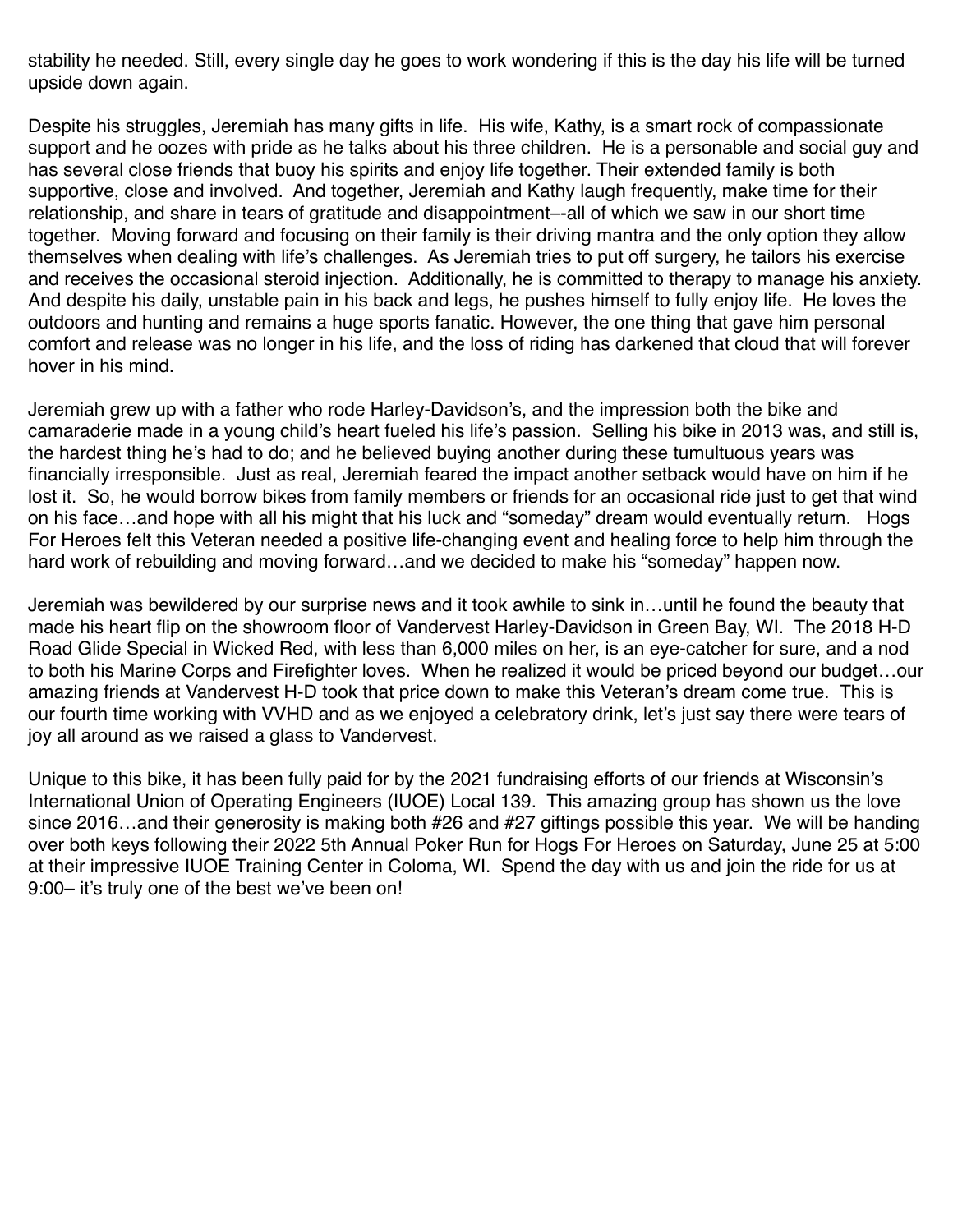stability he needed. Still, every single day he goes to work wondering if this is the day his life will be turned upside down again.

Despite his struggles, Jeremiah has many gifts in life. His wife, Kathy, is a smart rock of compassionate support and he oozes with pride as he talks about his three children. He is a personable and social guy and has several close friends that buoy his spirits and enjoy life together. Their extended family is both supportive, close and involved. And together, Jeremiah and Kathy laugh frequently, make time for their relationship, and share in tears of gratitude and disappointment–-all of which we saw in our short time together. Moving forward and focusing on their family is their driving mantra and the only option they allow themselves when dealing with life's challenges. As Jeremiah tries to put off surgery, he tailors his exercise and receives the occasional steroid injection. Additionally, he is committed to therapy to manage his anxiety. And despite his daily, unstable pain in his back and legs, he pushes himself to fully enjoy life. He loves the outdoors and hunting and remains a huge sports fanatic. However, the one thing that gave him personal comfort and release was no longer in his life, and the loss of riding has darkened that cloud that will forever hover in his mind.

Jeremiah grew up with a father who rode Harley-Davidson's, and the impression both the bike and camaraderie made in a young child's heart fueled his life's passion. Selling his bike in 2013 was, and still is, the hardest thing he's had to do; and he believed buying another during these tumultuous years was financially irresponsible. Just as real, Jeremiah feared the impact another setback would have on him if he lost it. So, he would borrow bikes from family members or friends for an occasional ride just to get that wind on his face…and hope with all his might that his luck and "someday" dream would eventually return. Hogs For Heroes felt this Veteran needed a positive life-changing event and healing force to help him through the hard work of rebuilding and moving forward…and we decided to make his "someday" happen now.

Jeremiah was bewildered by our surprise news and it took awhile to sink in…until he found the beauty that made his heart flip on the showroom floor of Vandervest Harley-Davidson in Green Bay, WI. The 2018 H-D Road Glide Special in Wicked Red, with less than 6,000 miles on her, is an eye-catcher for sure, and a nod to both his Marine Corps and Firefighter loves. When he realized it would be priced beyond our budget…our amazing friends at Vandervest H-D took that price down to make this Veteran's dream come true. This is our fourth time working with VVHD and as we enjoyed a celebratory drink, let's just say there were tears of joy all around as we raised a glass to Vandervest.

Unique to this bike, it has been fully paid for by the 2021 fundraising efforts of our friends at Wisconsin's International Union of Operating Engineers (IUOE) Local 139. This amazing group has shown us the love since 2016…and their generosity is making both #26 and #27 giftings possible this year. We will be handing over both keys following their 2022 5th Annual Poker Run for Hogs For Heroes on Saturday, June 25 at 5:00 at their impressive IUOE Training Center in Coloma, WI. Spend the day with us and join the ride for us at 9:00– it's truly one of the best we've been on!